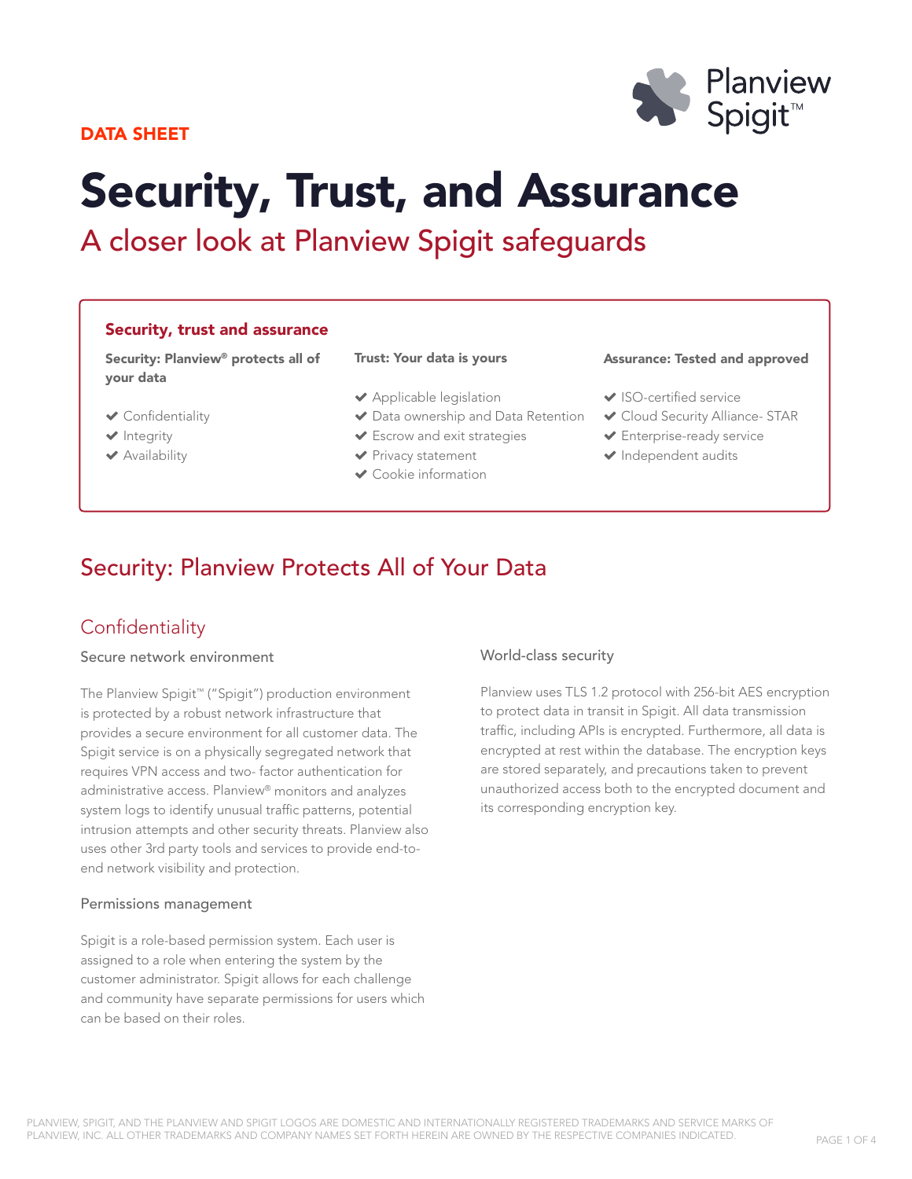DATA SHEET

# Security, Trust, and Assurance

## A closer look at Planview Spigit safeguards

### Security, trust and assurance

**Security: Planview® protects all of your data**

- Confidentiality
- Integrity
- Availability

**Trust: Your data is yours**

- Applicable legislation
- Data ownership and Data Retention
- Escrow and exit strategies
- Privacy statement
- Cookie information

**Assurance: Tested and approved**

- ISO-certified service
- Cloud Security Alliance- STAR
- Enterprise-ready service
- Independent audits

## Security: Planview Protects All of Your Data

### Confidentiality

#### Secure network environment

The Planview Spigit™ ("Spigit") production environment is protected by a robust network infrastructure that provides a secure environment for all customer data. The Spigit service is on a physically segregated network that requires VPN access and two- factor authentication for administrative access. Planview® monitors and analyzes system logs to identify unusual traffic patterns, potential intrusion attempts and other security threats. Planview also uses other 3rd party tools and services to provide end-to-end network visibility and protection.

#### Permissions management

Spigit is a role-based permission system. Each user is assigned to a role when entering the system by the customer administrator. Spigit allows for each challenge and community have separate permissions for users which can be based on their roles.

#### World-class security

Planview uses TLS 1.2 protocol with 256-bit AES encryption to protect data in transit in Spigit. All data transmission traffic, including APIs is encrypted. Furthermore, all data is encrypted at rest within the database. The encryption keys are stored separately, and precautions taken to prevent unauthorized access both to the encrypted document and its corresponding encryption key.

PLANVIEW, SPIGIT, AND THE PLANVIEW AND SPIGIT LOGOS ARE DOMESTIC AND INTERNATIONALLY REGISTERED TRADEMARKS AND SERVICE MARKS OF PLANVIEW, INC. ALL OTHER TRADEMARKS AND COMPANY NAMES SET FORTH HEREIN ARE OWNED BY THE RESPECTIVE COMPANIES INDICATED.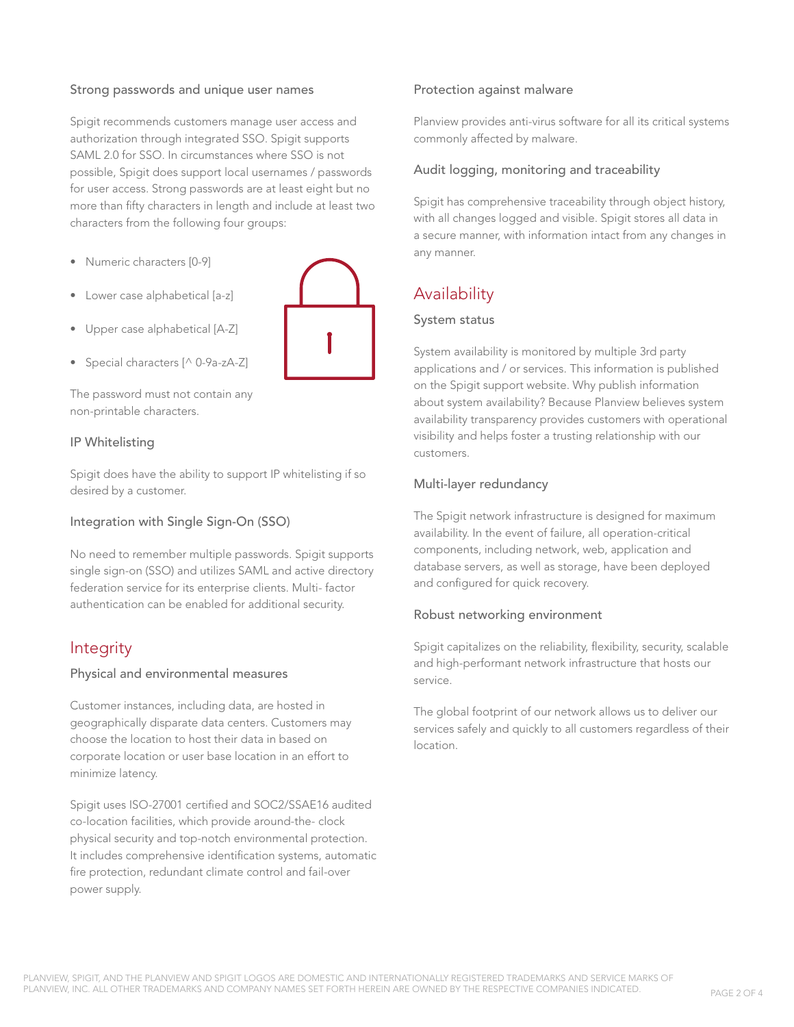### Strong passwords and unique user names

Spigit recommends customers manage user access and authorization through integrated SSO. Spigit supports SAML 2.0 for SSO. In circumstances where SSO is not possible, Spigit does support local usernames / passwords for user access. Strong passwords are at least eight but no more than fifty characters in length and include at least two characters from the following four groups:

- Numeric characters [0-9]
- Lower case alphabetical [a-z]
- Upper case alphabetical [A-Z]
- Special characters [^ 0-9a-zA-Z]

The password must not contain any non-printable characters.

### IP Whitelisting

Spigit does have the ability to support IP whitelisting if so desired by a customer.

### Integration with Single Sign-On (SSO)

No need to remember multiple passwords. Spigit supports single sign-on (SSO) and utilizes SAML and active directory federation service for its enterprise clients. Multi- factor authentication can be enabled for additional security.

## Integrity

### Physical and environmental measures

Customer instances, including data, are hosted in geographically disparate data centers. Customers may choose the location to host their data in based on corporate location or user base location in an effort to minimize latency.

Spigit uses ISO-27001 certified and SOC2/SSAE16 audited co-location facilities, which provide around-the- clock physical security and top-notch environmental protection. It includes comprehensive identification systems, automatic fire protection, redundant climate control and fail-over power supply.

### Protection against malware

Planview provides anti-virus software for all its critical systems commonly affected by malware.

### Audit logging, monitoring and traceability

Spigit has comprehensive traceability through object history, with all changes logged and visible. Spigit stores all data in a secure manner, with information intact from any changes in any manner.

## Availability

### System status

System availability is monitored by multiple 3rd party applications and / or services. This information is published on the Spigit support website. Why publish information about system availability? Because Planview believes system availability transparency provides customers with operational visibility and helps foster a trusting relationship with our customers.

### Multi-layer redundancy

The Spigit network infrastructure is designed for maximum availability. In the event of failure, all operation-critical components, including network, web, application and database servers, as well as storage, have been deployed and configured for quick recovery.

### Robust networking environment

Spigit capitalizes on the reliability, flexibility, security, scalable and high-performant network infrastructure that hosts our service.

The global footprint of our network allows us to deliver our services safely and quickly to all customers regardless of their location.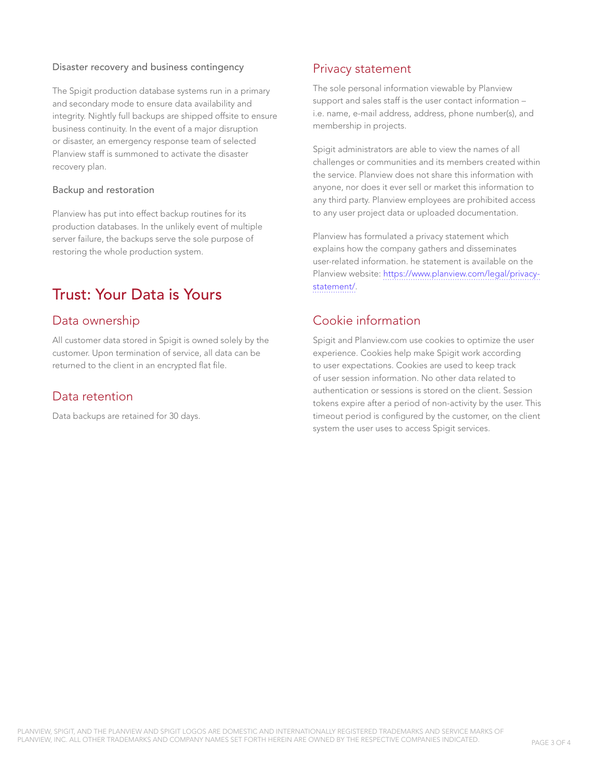### Disaster recovery and business contingency

The Spigit production database systems run in a primary and secondary mode to ensure data availability and integrity. Nightly full backups are shipped offsite to ensure business continuity. In the event of a major disruption or disaster, an emergency response team of selected Planview staff is summoned to activate the disaster recovery plan.

### Backup and restoration

Planview has put into effect backup routines for its production databases. In the unlikely event of multiple server failure, the backups serve the sole purpose of restoring the whole production system.

# Trust: Your Data is Yours

## Data ownership

All customer data stored in Spigit is owned solely by the customer. Upon termination of service, all data can be returned to the client in an encrypted flat file.

## Data retention

Data backups are retained for 30 days.

## Privacy statement

The sole personal information viewable by Planview support and sales staff is the user contact information – i.e. name, e-mail address, address, phone number(s), and membership in projects.

Spigit administrators are able to view the names of all challenges or communities and its members created within the service. Planview does not share this information with anyone, nor does it ever sell or market this information to any third party. Planview employees are prohibited access to any user project data or uploaded documentation.

Planview has formulated a privacy statement which explains how the company gathers and disseminates user-related information. he statement is available on the Planview website: https://www.planview.com/legal/privacy-statement/.

## Cookie information

Spigit and Planview.com use cookies to optimize the user experience. Cookies help make Spigit work according to user expectations. Cookies are used to keep track of user session information. No other data related to authentication or sessions is stored on the client. Session tokens expire after a period of non-activity by the user. This timeout period is configured by the customer, on the client system the user uses to access Spigit services.

PLANVIEW, SPIGIT, AND THE PLANVIEW AND SPIGIT LOGOS ARE DOMESTIC AND INTERNATIONALLY REGISTERED TRADEMARKS AND SERVICE MARKS OF PLANVIEW, INC. ALL OTHER TRADEMARKS AND COMPANY NAMES SET FORTH HEREIN ARE OWNED BY THE RESPECTIVE COMPANIES INDICATED.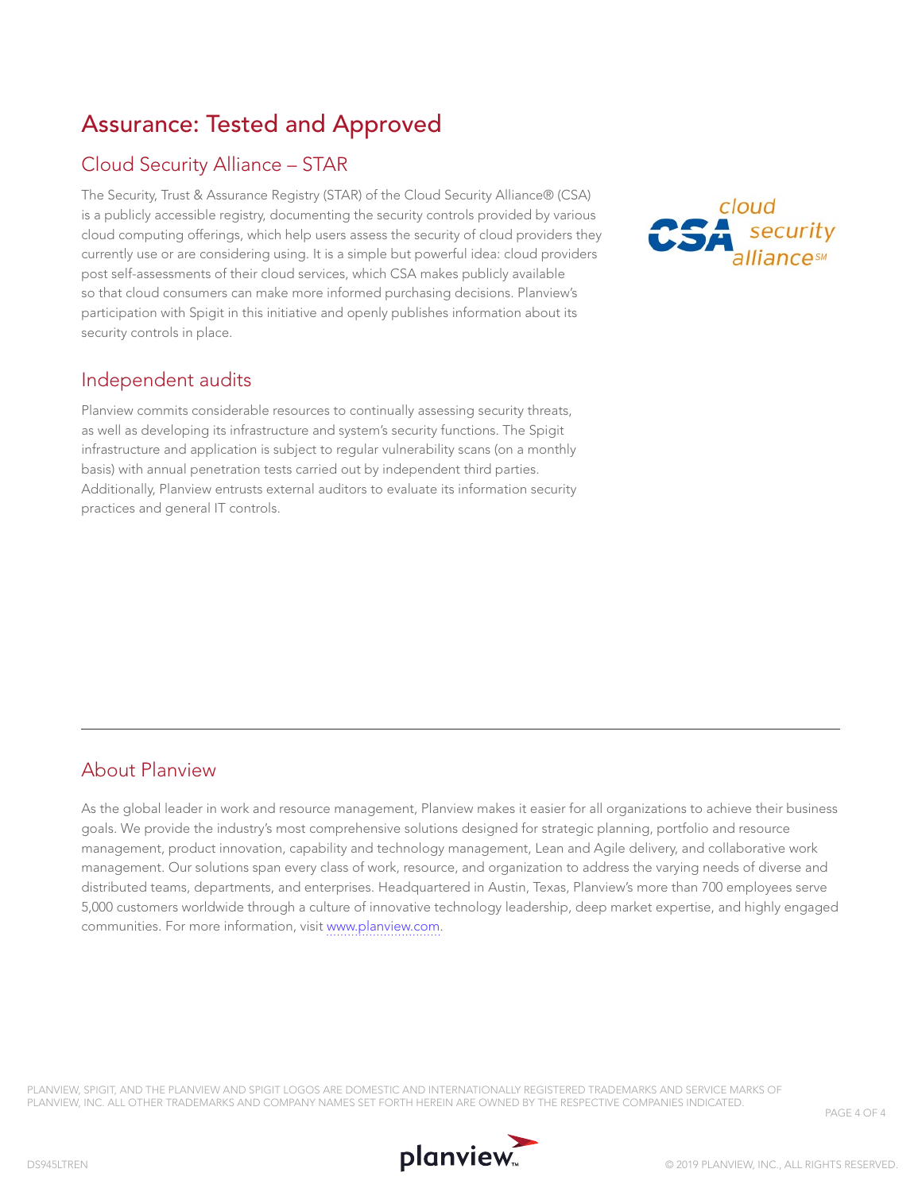# Assurance: Tested and Approved

## Cloud Security Alliance – STAR

The Security, Trust & Assurance Registry (STAR) of the Cloud Security Alliance® (CSA) is a publicly accessible registry, documenting the security controls provided by various cloud computing offerings, which help users assess the security of cloud providers they currently use or are considering using. It is a simple but powerful idea: cloud providers post self-assessments of their cloud services, which CSA makes publicly available so that cloud consumers can make more informed purchasing decisions. Planview's participation with Spigit in this initiative and openly publishes information about its security controls in place.

## Independent audits

Planview commits considerable resources to continually assessing security threats, as well as developing its infrastructure and system's security functions. The Spigit infrastructure and application is subject to regular vulnerability scans (on a monthly basis) with annual penetration tests carried out by independent third parties. Additionally, Planview entrusts external auditors to evaluate its information security practices and general IT controls.

---

## About Planview

As the global leader in work and resource management, Planview makes it easier for all organizations to achieve their business goals. We provide the industry's most comprehensive solutions designed for strategic planning, portfolio and resource management, product innovation, capability and technology management, Lean and Agile delivery, and collaborative work management. Our solutions span every class of work, resource, and organization to address the varying needs of diverse and distributed teams, departments, and enterprises. Headquartered in Austin, Texas, Planview's more than 700 employees serve 5,000 customers worldwide through a culture of innovative technology leadership, deep market expertise, and highly engaged communities. For more information, visit www.planview.com.

PLANVIEW, SPIGIT, AND THE PLANVIEW AND SPIGIT LOGOS ARE DOMESTIC AND INTERNATIONALLY REGISTERED TRADEMARKS AND SERVICE MARKS OF PLANVIEW, INC. ALL OTHER TRADEMARKS AND COMPANY NAMES SET FORTH HEREIN ARE OWNED BY THE RESPECTIVE COMPANIES INDICATED.

DS945LTREN

© 2019 PLANVIEW, INC., ALL RIGHTS RESERVED.